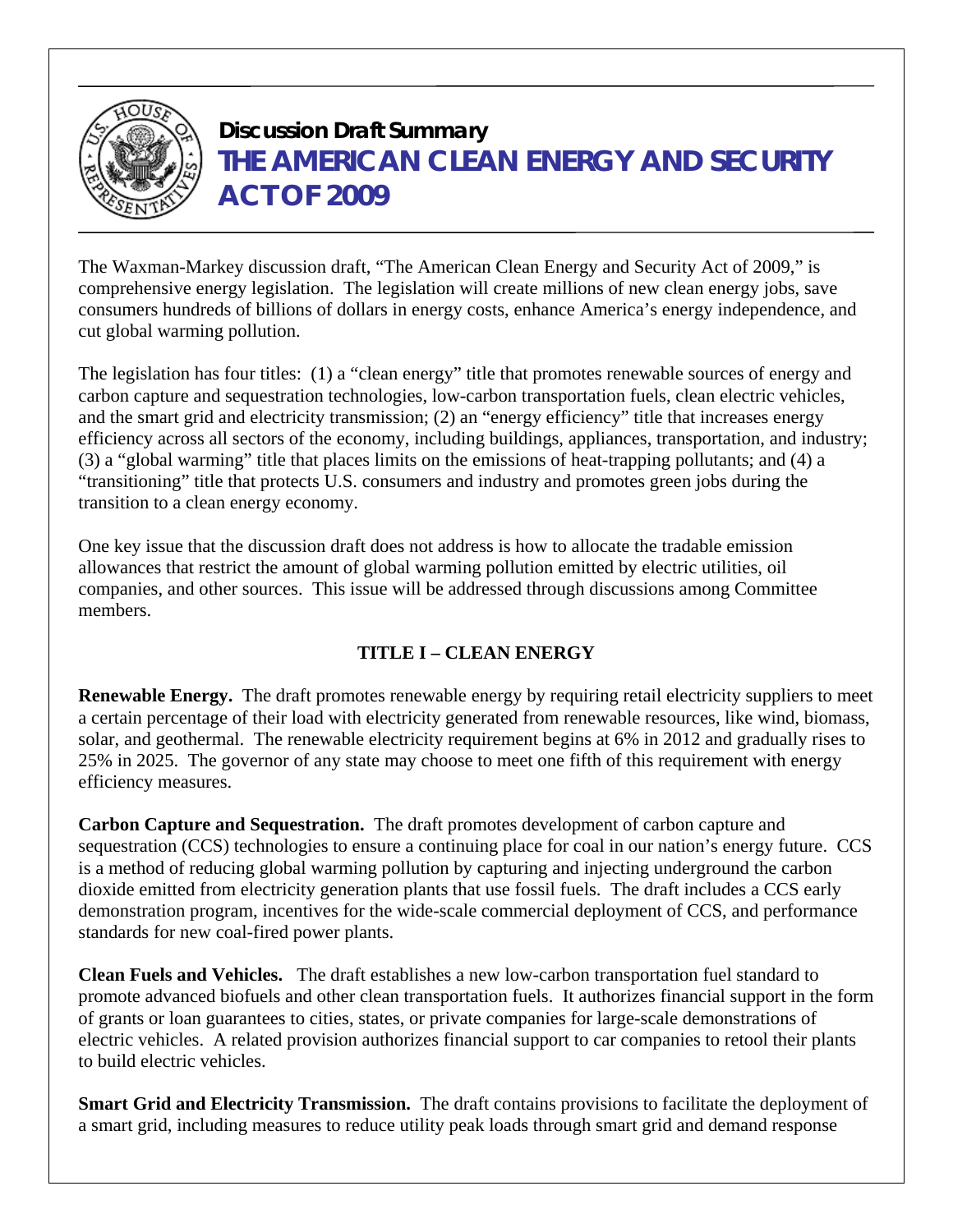## Discussion Draft Summary

# THE AMERICAN CLEAN ENERGY AND SECURITY ACT OF 2009

The Waxman-Markey discussion draft, "The American Clean Energy and Security Act of 2009," is comprehensive energy legislation. The legislation will create millions of new clean energy jobs, save consumers hundreds of billions of dollars in energy costs, enhance America's energy independence, and cut global warming pollution.

The legislation has four titles: (1) a "clean energy" title that promotes renewable sources of energy and carbon capture and sequestration technologies, low-carbon transportation fuels, clean electric vehicles, and the smart grid and electricity transmission; (2) an "energy efficiency" title that increases energy efficiency across all sectors of the economy, including buildings, appliances, transportation, and industry; (3) a "global warming" title that places limits on the emissions of heat-trapping pollutants; and (4) a "transitioning" title that protects U.S. consumers and industry and promotes green jobs during the transition to a clean energy economy.

One key issue that the discussion draft does not address is how to allocate the tradable emission allowances that restrict the amount of global warming pollution emitted by electric utilities, oil companies, and other sources. This issue will be addressed through discussions among Committee members.

## TITLE I – CLEAN ENERGY

**Renewable Energy.** The draft promotes renewable energy by requiring retail electricity suppliers to meet a certain percentage of their load with electricity generated from renewable resources, like wind, biomass, solar, and geothermal. The renewable electricity requirement begins at 6% in 2012 and gradually rises to 25% in 2025. The governor of any state may choose to meet one fifth of this requirement with energy efficiency measures.

**Carbon Capture and Sequestration.** The draft promotes development of carbon capture and sequestration (CCS) technologies to ensure a continuing place for coal in our nation's energy future. CCS is a method of reducing global warming pollution by capturing and injecting underground the carbon dioxide emitted from electricity generation plants that use fossil fuels. The draft includes a CCS early demonstration program, incentives for the wide-scale commercial deployment of CCS, and performance standards for new coal-fired power plants.

**Clean Fuels and Vehicles.** The draft establishes a new low-carbon transportation fuel standard to promote advanced biofuels and other clean transportation fuels. It authorizes financial support in the form of grants or loan guarantees to cities, states, or private companies for large-scale demonstrations of electric vehicles. A related provision authorizes financial support to car companies to retool their plants to build electric vehicles.

**Smart Grid and Electricity Transmission.** The draft contains provisions to facilitate the deployment of a smart grid, including measures to reduce utility peak loads through smart grid and demand response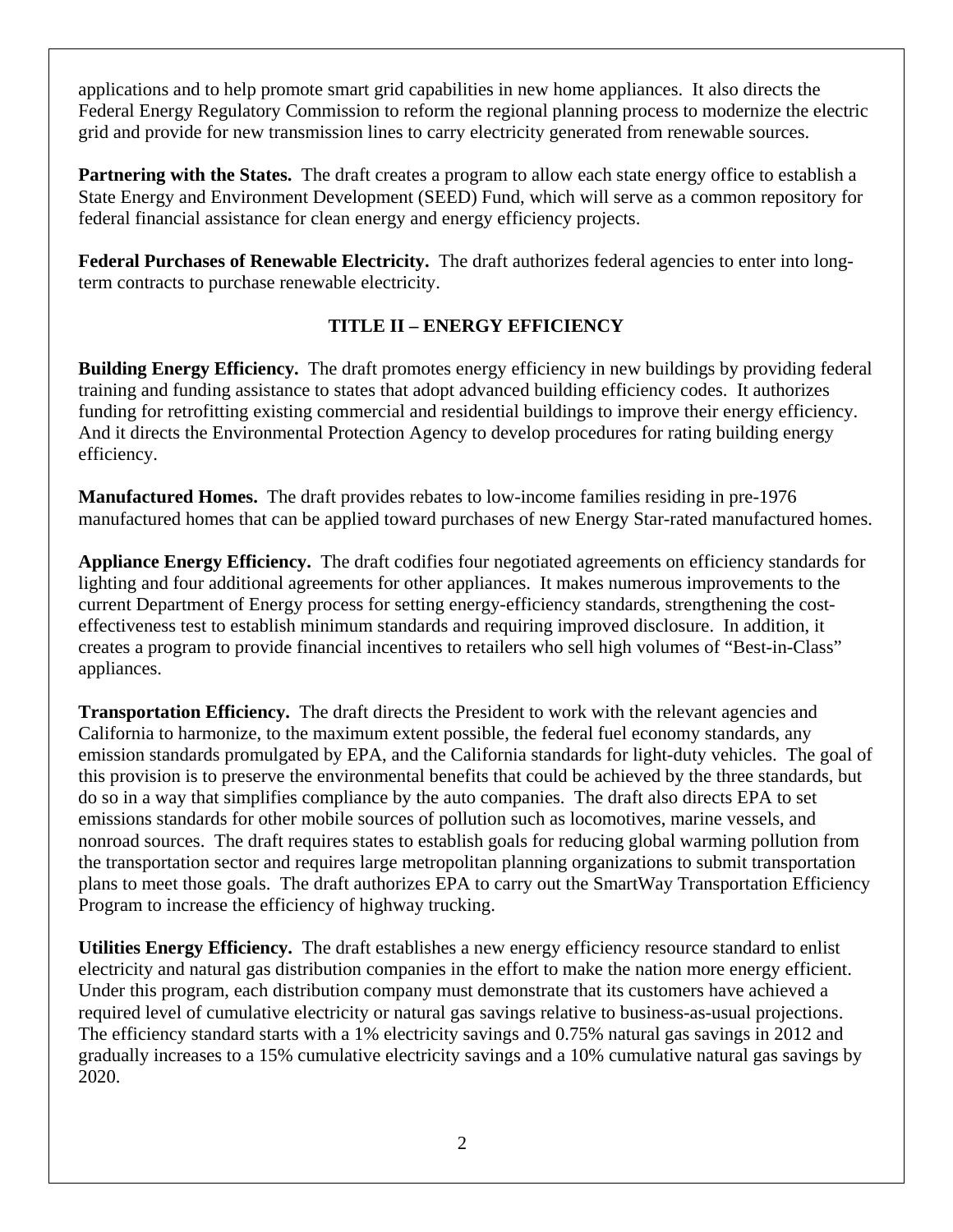applications and to help promote smart grid capabilities in new home appliances. It also directs the Federal Energy Regulatory Commission to reform the regional planning process to modernize the electric grid and provide for new transmission lines to carry electricity generated from renewable sources.

**Partnering with the States.** The draft creates a program to allow each state energy office to establish a State Energy and Environment Development (SEED) Fund, which will serve as a common repository for federal financial assistance for clean energy and energy efficiency projects.

**Federal Purchases of Renewable Electricity.** The draft authorizes federal agencies to enter into long-term contracts to purchase renewable electricity.

## TITLE II – ENERGY EFFICIENCY

**Building Energy Efficiency.** The draft promotes energy efficiency in new buildings by providing federal training and funding assistance to states that adopt advanced building efficiency codes. It authorizes funding for retrofitting existing commercial and residential buildings to improve their energy efficiency. And it directs the Environmental Protection Agency to develop procedures for rating building energy efficiency.

**Manufactured Homes.** The draft provides rebates to low-income families residing in pre-1976 manufactured homes that can be applied toward purchases of new Energy Star-rated manufactured homes.

**Appliance Energy Efficiency.** The draft codifies four negotiated agreements on efficiency standards for lighting and four additional agreements for other appliances. It makes numerous improvements to the current Department of Energy process for setting energy-efficiency standards, strengthening the cost-effectiveness test to establish minimum standards and requiring improved disclosure. In addition, it creates a program to provide financial incentives to retailers who sell high volumes of "Best-in-Class" appliances.

**Transportation Efficiency.** The draft directs the President to work with the relevant agencies and California to harmonize, to the maximum extent possible, the federal fuel economy standards, any emission standards promulgated by EPA, and the California standards for light-duty vehicles. The goal of this provision is to preserve the environmental benefits that could be achieved by the three standards, but do so in a way that simplifies compliance by the auto companies. The draft also directs EPA to set emissions standards for other mobile sources of pollution such as locomotives, marine vessels, and nonroad sources. The draft requires states to establish goals for reducing global warming pollution from the transportation sector and requires large metropolitan planning organizations to submit transportation plans to meet those goals. The draft authorizes EPA to carry out the SmartWay Transportation Efficiency Program to increase the efficiency of highway trucking.

**Utilities Energy Efficiency.** The draft establishes a new energy efficiency resource standard to enlist electricity and natural gas distribution companies in the effort to make the nation more energy efficient. Under this program, each distribution company must demonstrate that its customers have achieved a required level of cumulative electricity or natural gas savings relative to business-as-usual projections. The efficiency standard starts with a 1% electricity savings and 0.75% natural gas savings in 2012 and gradually increases to a 15% cumulative electricity savings and a 10% cumulative natural gas savings by 2020.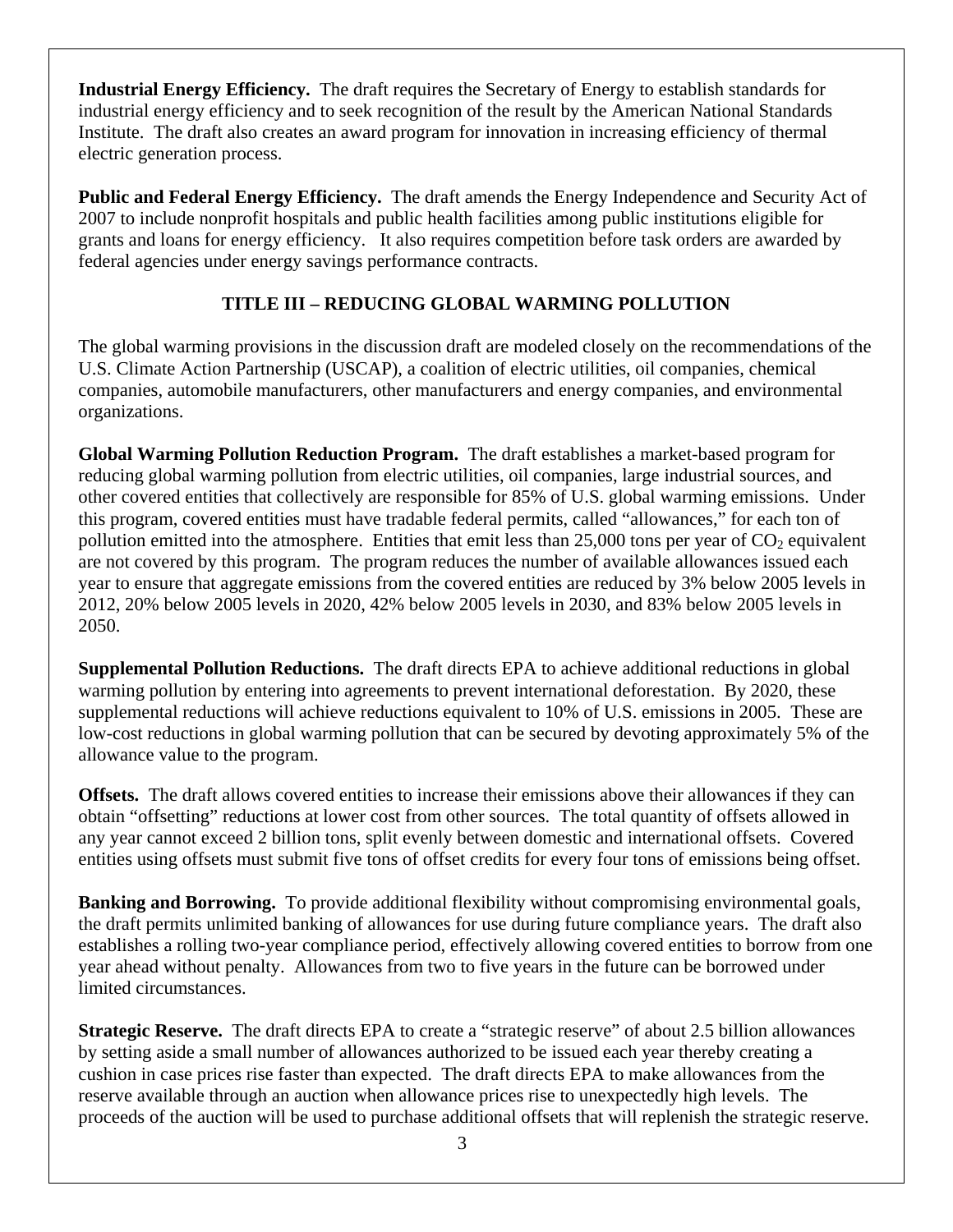**Industrial Energy Efficiency.** The draft requires the Secretary of Energy to establish standards for industrial energy efficiency and to seek recognition of the result by the American National Standards Institute. The draft also creates an award program for innovation in increasing efficiency of thermal electric generation process.

**Public and Federal Energy Efficiency.** The draft amends the Energy Independence and Security Act of 2007 to include nonprofit hospitals and public health facilities among public institutions eligible for grants and loans for energy efficiency. It also requires competition before task orders are awarded by federal agencies under energy savings performance contracts.

## TITLE III – REDUCING GLOBAL WARMING POLLUTION

The global warming provisions in the discussion draft are modeled closely on the recommendations of the U.S. Climate Action Partnership (USCAP), a coalition of electric utilities, oil companies, chemical companies, automobile manufacturers, other manufacturers and energy companies, and environmental organizations.

**Global Warming Pollution Reduction Program.** The draft establishes a market-based program for reducing global warming pollution from electric utilities, oil companies, large industrial sources, and other covered entities that collectively are responsible for 85% of U.S. global warming emissions. Under this program, covered entities must have tradable federal permits, called "allowances," for each ton of pollution emitted into the atmosphere. Entities that emit less than 25,000 tons per year of $CO_2$ equivalent are not covered by this program. The program reduces the number of available allowances issued each year to ensure that aggregate emissions from the covered entities are reduced by 3% below 2005 levels in 2012, 20% below 2005 levels in 2020, 42% below 2005 levels in 2030, and 83% below 2005 levels in 2050.

**Supplemental Pollution Reductions.** The draft directs EPA to achieve additional reductions in global warming pollution by entering into agreements to prevent international deforestation. By 2020, these supplemental reductions will achieve reductions equivalent to 10% of U.S. emissions in 2005. These are low-cost reductions in global warming pollution that can be secured by devoting approximately 5% of the allowance value to the program.

**Offsets.** The draft allows covered entities to increase their emissions above their allowances if they can obtain "offsetting" reductions at lower cost from other sources. The total quantity of offsets allowed in any year cannot exceed 2 billion tons, split evenly between domestic and international offsets. Covered entities using offsets must submit five tons of offset credits for every four tons of emissions being offset.

**Banking and Borrowing.** To provide additional flexibility without compromising environmental goals, the draft permits unlimited banking of allowances for use during future compliance years. The draft also establishes a rolling two-year compliance period, effectively allowing covered entities to borrow from one year ahead without penalty. Allowances from two to five years in the future can be borrowed under limited circumstances.

**Strategic Reserve.** The draft directs EPA to create a "strategic reserve" of about 2.5 billion allowances by setting aside a small number of allowances authorized to be issued each year thereby creating a cushion in case prices rise faster than expected. The draft directs EPA to make allowances from the reserve available through an auction when allowance prices rise to unexpectedly high levels. The proceeds of the auction will be used to purchase additional offsets that will replenish the strategic reserve.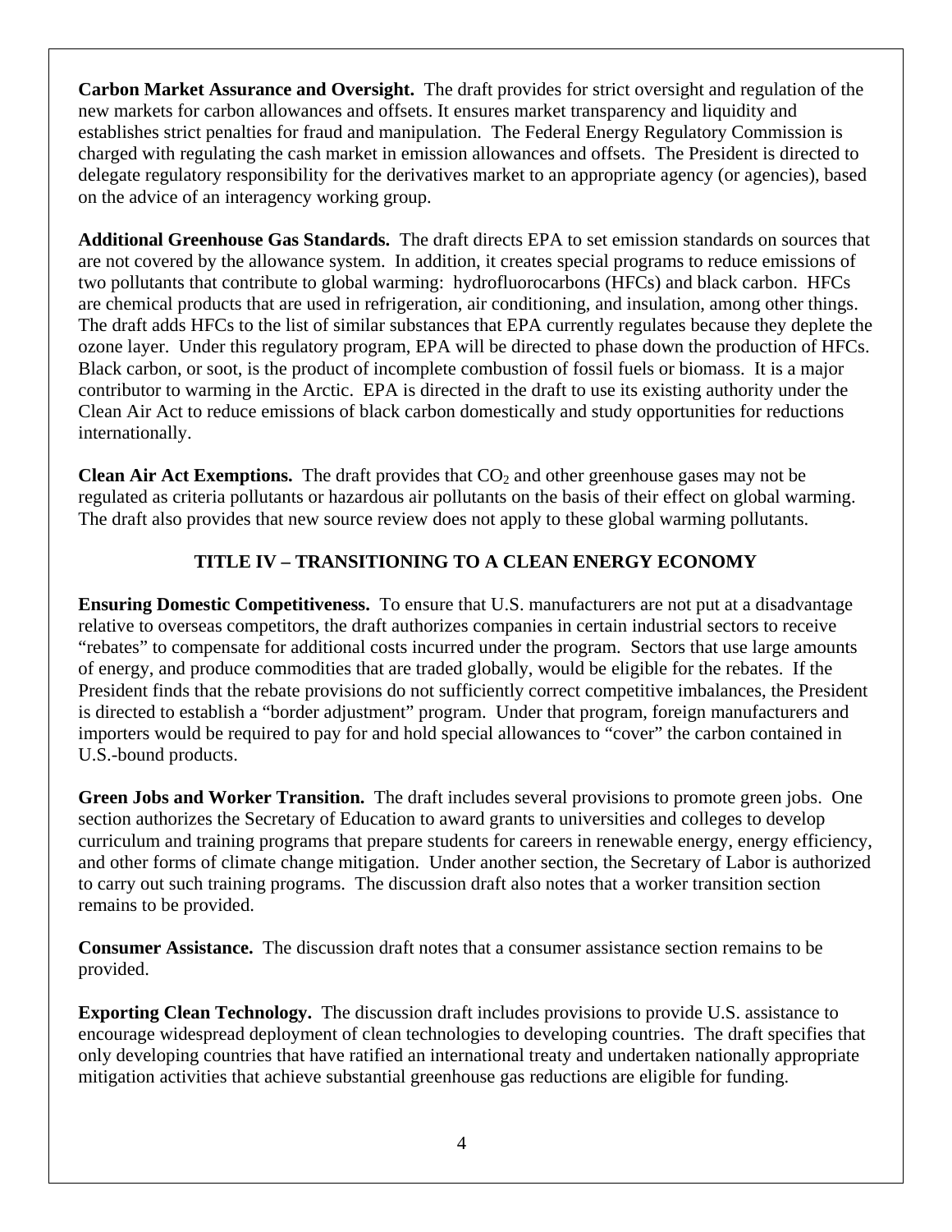**Carbon Market Assurance and Oversight.** The draft provides for strict oversight and regulation of the new markets for carbon allowances and offsets. It ensures market transparency and liquidity and establishes strict penalties for fraud and manipulation. The Federal Energy Regulatory Commission is charged with regulating the cash market in emission allowances and offsets. The President is directed to delegate regulatory responsibility for the derivatives market to an appropriate agency (or agencies), based on the advice of an interagency working group.

**Additional Greenhouse Gas Standards.** The draft directs EPA to set emission standards on sources that are not covered by the allowance system. In addition, it creates special programs to reduce emissions of two pollutants that contribute to global warming: hydrofluorocarbons (HFCs) and black carbon. HFCs are chemical products that are used in refrigeration, air conditioning, and insulation, among other things. The draft adds HFCs to the list of similar substances that EPA currently regulates because they deplete the ozone layer. Under this regulatory program, EPA will be directed to phase down the production of HFCs. Black carbon, or soot, is the product of incomplete combustion of fossil fuels or biomass. It is a major contributor to warming in the Arctic. EPA is directed in the draft to use its existing authority under the Clean Air Act to reduce emissions of black carbon domestically and study opportunities for reductions internationally.

**Clean Air Act Exemptions.** The draft provides that $CO_2$ and other greenhouse gases may not be regulated as criteria pollutants or hazardous air pollutants on the basis of their effect on global warming. The draft also provides that new source review does not apply to these global warming pollutants.

## TITLE IV – TRANSITIONING TO A CLEAN ENERGY ECONOMY

**Ensuring Domestic Competitiveness.** To ensure that U.S. manufacturers are not put at a disadvantage relative to overseas competitors, the draft authorizes companies in certain industrial sectors to receive "rebates" to compensate for additional costs incurred under the program. Sectors that use large amounts of energy, and produce commodities that are traded globally, would be eligible for the rebates. If the President finds that the rebate provisions do not sufficiently correct competitive imbalances, the President is directed to establish a "border adjustment" program. Under that program, foreign manufacturers and importers would be required to pay for and hold special allowances to "cover" the carbon contained in U.S.-bound products.

**Green Jobs and Worker Transition.** The draft includes several provisions to promote green jobs. One section authorizes the Secretary of Education to award grants to universities and colleges to develop curriculum and training programs that prepare students for careers in renewable energy, energy efficiency, and other forms of climate change mitigation. Under another section, the Secretary of Labor is authorized to carry out such training programs. The discussion draft also notes that a worker transition section remains to be provided.

**Consumer Assistance.** The discussion draft notes that a consumer assistance section remains to be provided.

**Exporting Clean Technology.** The discussion draft includes provisions to provide U.S. assistance to encourage widespread deployment of clean technologies to developing countries. The draft specifies that only developing countries that have ratified an international treaty and undertaken nationally appropriate mitigation activities that achieve substantial greenhouse gas reductions are eligible for funding.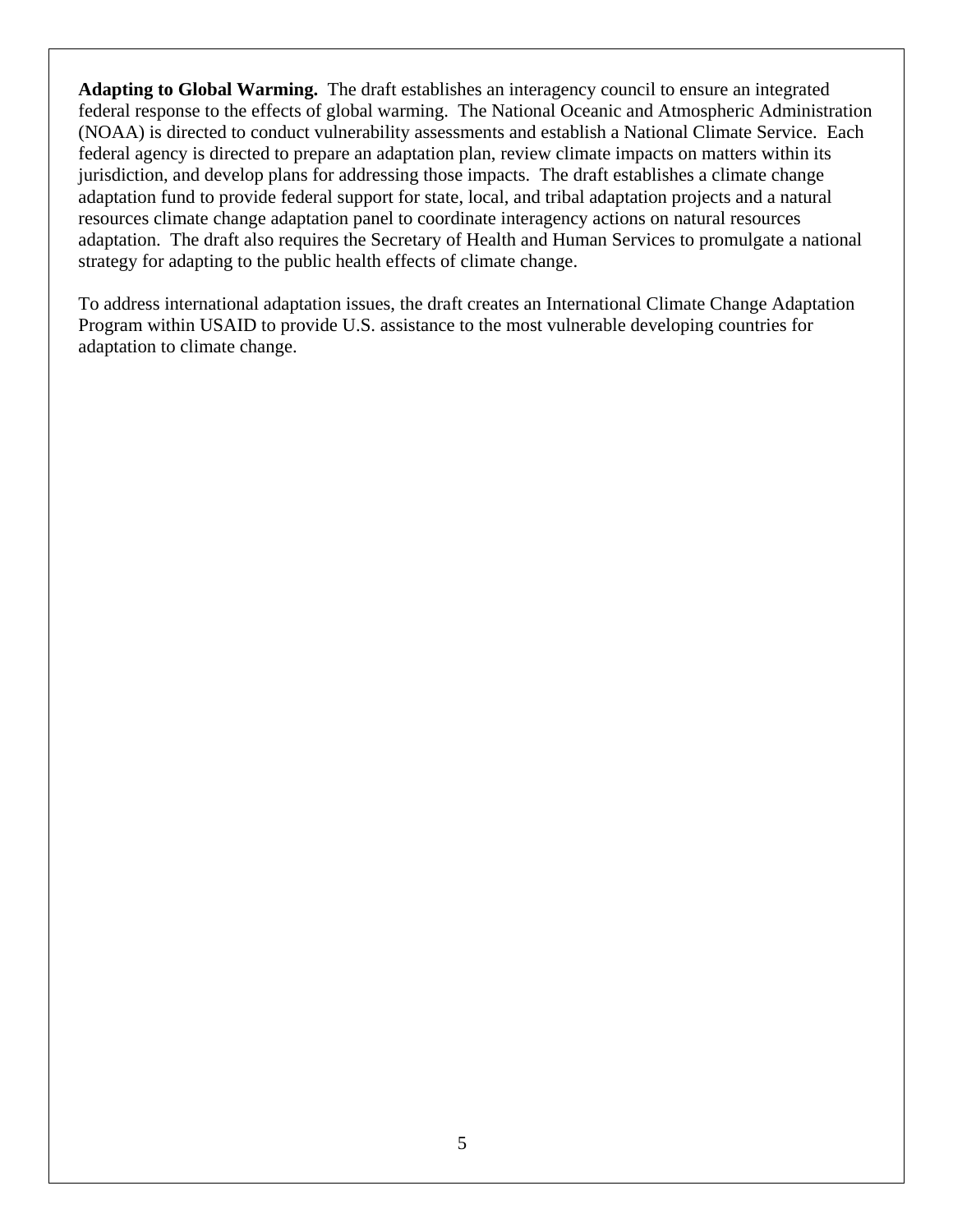**Adapting to Global Warming.** The draft establishes an interagency council to ensure an integrated federal response to the effects of global warming. The National Oceanic and Atmospheric Administration (NOAA) is directed to conduct vulnerability assessments and establish a National Climate Service. Each federal agency is directed to prepare an adaptation plan, review climate impacts on matters within its jurisdiction, and develop plans for addressing those impacts. The draft establishes a climate change adaptation fund to provide federal support for state, local, and tribal adaptation projects and a natural resources climate change adaptation panel to coordinate interagency actions on natural resources adaptation. The draft also requires the Secretary of Health and Human Services to promulgate a national strategy for adapting to the public health effects of climate change.

To address international adaptation issues, the draft creates an International Climate Change Adaptation Program within USAID to provide U.S. assistance to the most vulnerable developing countries for adaptation to climate change.